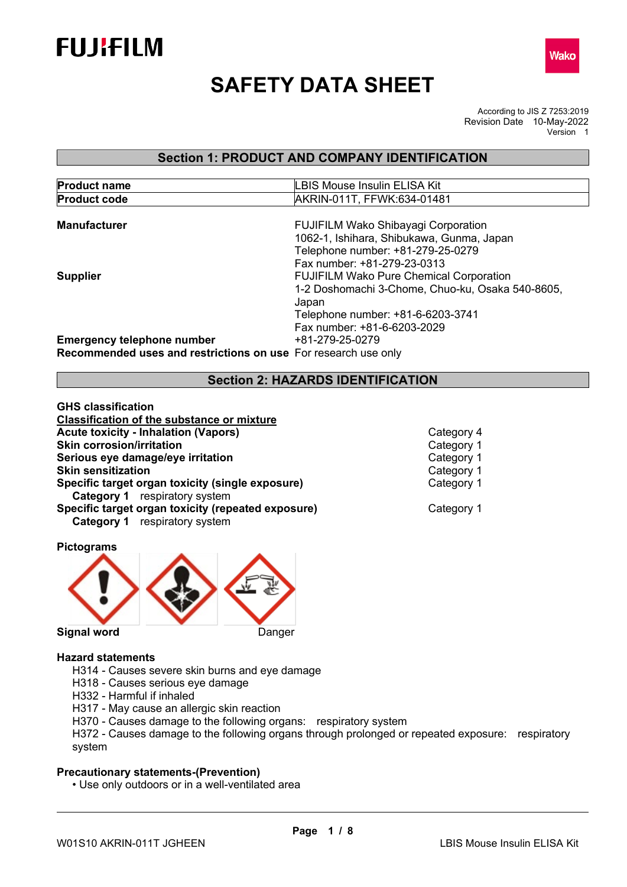FUJIFILM

Wako

# SAFETY DATA SHEET

According to JIS Z 7253:2019
Revision Date 10-May-2022
Version 1

## Section 1: PRODUCT AND COMPANY IDENTIFICATION

| **Product name** | LBIS Mouse Insulin ELISA Kit |
|---|---|
| **Product code** | AKRIN-011T, FFWK:634-01481 |

**Manufacturer**
FUJIFILM Wako Shibayagi Corporation
1062-1, Ishihara, Shibukawa, Gunma, Japan
Telephone number: +81-279-25-0279
Fax number: +81-279-23-0313

**Supplier**
FUJIFILM Wako Pure Chemical Corporation
1-2 Doshomachi 3-Chome, Chuo-ku, Osaka 540-8605, Japan
Telephone number: +81-6-6203-3741
Fax number: +81-6-6203-2029

**Emergency telephone number** +81-279-25-0279

**Recommended uses and restrictions on use** For research use only

## Section 2: HAZARDS IDENTIFICATION

**GHS classification**

**Classification of the substance or mixture**

| | |
|---|---|
| **Acute toxicity - Inhalation (Vapors)** | Category 4 |
| **Skin corrosion/irritation** | Category 1 |
| **Serious eye damage/eye irritation** | Category 1 |
| **Skin sensitization** | Category 1 |
| **Specific target organ toxicity (single exposure)** | Category 1 |
| **Category 1** respiratory system | |
| **Specific target organ toxicity (repeated exposure)** | Category 1 |
| **Category 1** respiratory system | |

**Pictograms**

**Signal word** Danger

**Hazard statements**

H314 - Causes severe skin burns and eye damage
H318 - Causes serious eye damage
H332 - Harmful if inhaled
H317 - May cause an allergic skin reaction
H370 - Causes damage to the following organs: respiratory system
H372 - Causes damage to the following organs through prolonged or repeated exposure: respiratory system

**Precautionary statements-(Prevention)**

- Use only outdoors or in a well-ventilated area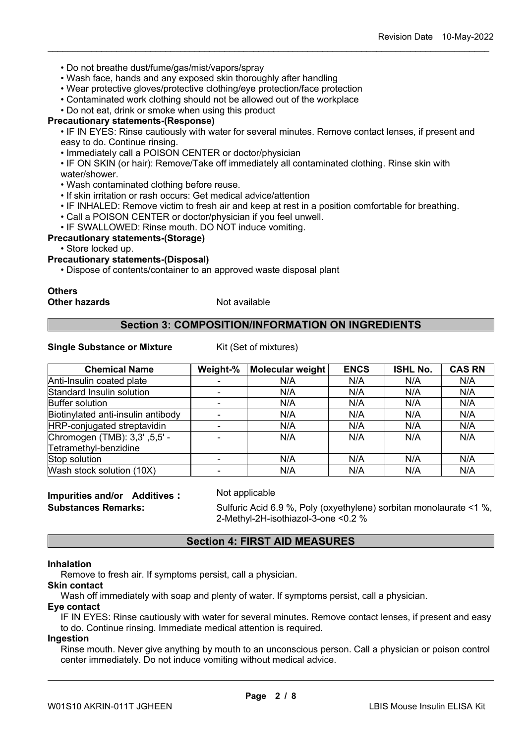- Do not breathe dust/fume/gas/mist/vapors/spray
- Wash face, hands and any exposed skin thoroughly after handling
- Wear protective gloves/protective clothing/eye protection/face protection
- Contaminated work clothing should not be allowed out of the workplace
- Do not eat, drink or smoke when using this product

**Precautionary statements-(Response)**

- IF IN EYES: Rinse cautiously with water for several minutes. Remove contact lenses, if present and easy to do. Continue rinsing.
- Immediately call a POISON CENTER or doctor/physician
- IF ON SKIN (or hair): Remove/Take off immediately all contaminated clothing. Rinse skin with water/shower.
- Wash contaminated clothing before reuse.
- If skin irritation or rash occurs: Get medical advice/attention
- IF INHALED: Remove victim to fresh air and keep at rest in a position comfortable for breathing.
- Call a POISON CENTER or doctor/physician if you feel unwell.
- IF SWALLOWED: Rinse mouth. DO NOT induce vomiting.

**Precautionary statements-(Storage)**

- Store locked up.

**Precautionary statements-(Disposal)**

- Dispose of contents/container to an approved waste disposal plant

**Others**

**Other hazards** Not available

## Section 3: COMPOSITION/INFORMATION ON INGREDIENTS

**Single Substance or Mixture** Kit (Set of mixtures)

| Chemical Name | Weight-% | Molecular weight | ENCS | ISHL No. | CAS RN |
|---|---|---|---|---|---|
| Anti-Insulin coated plate | - | N/A | N/A | N/A | N/A |
| Standard Insulin solution | - | N/A | N/A | N/A | N/A |
| Buffer solution | - | N/A | N/A | N/A | N/A |
| Biotinylated anti-insulin antibody | - | N/A | N/A | N/A | N/A |
| HRP-conjugated streptavidin | - | N/A | N/A | N/A | N/A |
| Chromogen (TMB): 3,3' ,5,5' -Tetramethyl-benzidine | - | N/A | N/A | N/A | N/A |
| Stop solution | - | N/A | N/A | N/A | N/A |
| Wash stock solution (10X) | - | N/A | N/A | N/A | N/A |

**Impurities and/or Additives :** Not applicable

**Substances Remarks:** Sulfuric Acid 6.9 %, Poly (oxyethylene) sorbitan monolaurate <1 %, 2-Methyl-2H-isothiazol-3-one <0.2 %

## Section 4: FIRST AID MEASURES

**Inhalation**

Remove to fresh air. If symptoms persist, call a physician.

**Skin contact**

Wash off immediately with soap and plenty of water. If symptoms persist, call a physician.

**Eye contact**

IF IN EYES: Rinse cautiously with water for several minutes. Remove contact lenses, if present and easy to do. Continue rinsing. Immediate medical attention is required.

**Ingestion**

Rinse mouth. Never give anything by mouth to an unconscious person. Call a physician or poison control center immediately. Do not induce vomiting without medical advice.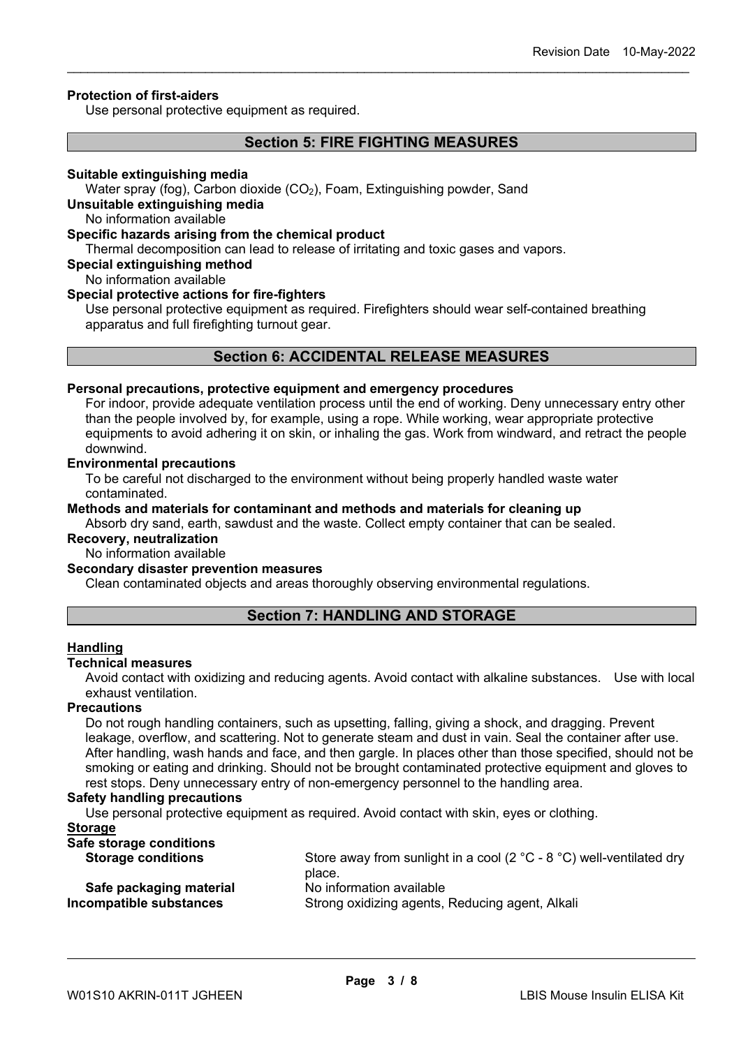**Protection of first-aiders**

Use personal protective equipment as required.

## Section 5: FIRE FIGHTING MEASURES

**Suitable extinguishing media**

Water spray (fog), Carbon dioxide ($CO_2$), Foam, Extinguishing powder, Sand

**Unsuitable extinguishing media**

No information available

**Specific hazards arising from the chemical product**

Thermal decomposition can lead to release of irritating and toxic gases and vapors.

**Special extinguishing method**

No information available

**Special protective actions for fire-fighters**

Use personal protective equipment as required. Firefighters should wear self-contained breathing apparatus and full firefighting turnout gear.

## Section 6: ACCIDENTAL RELEASE MEASURES

**Personal precautions, protective equipment and emergency procedures**

For indoor, provide adequate ventilation process until the end of working. Deny unnecessary entry other than the people involved by, for example, using a rope. While working, wear appropriate protective equipments to avoid adhering it on skin, or inhaling the gas. Work from windward, and retract the people downwind.

**Environmental precautions**

To be careful not discharged to the environment without being properly handled waste water contaminated.

**Methods and materials for contaminant and methods and materials for cleaning up**

Absorb dry sand, earth, sawdust and the waste. Collect empty container that can be sealed.

**Recovery, neutralization**

No information available

**Secondary disaster prevention measures**

Clean contaminated objects and areas thoroughly observing environmental regulations.

## Section 7: HANDLING AND STORAGE

**Handling**

**Technical measures**

Avoid contact with oxidizing and reducing agents. Avoid contact with alkaline substances. Use with local exhaust ventilation.

**Precautions**

Do not rough handling containers, such as upsetting, falling, giving a shock, and dragging. Prevent leakage, overflow, and scattering. Not to generate steam and dust in vain. Seal the container after use. After handling, wash hands and face, and then gargle. In places other than those specified, should not be smoking or eating and drinking. Should not be brought contaminated protective equipment and gloves to rest stops. Deny unnecessary entry of non-emergency personnel to the handling area.

**Safety handling precautions**

Use personal protective equipment as required. Avoid contact with skin, eyes or clothing.

**Storage**

**Safe storage conditions**

**Storage conditions** Store away from sunlight in a cool (2 °C - 8 °C) well-ventilated dry place.

**Safe packaging material** No information available

**Incompatible substances** Strong oxidizing agents, Reducing agent, Alkali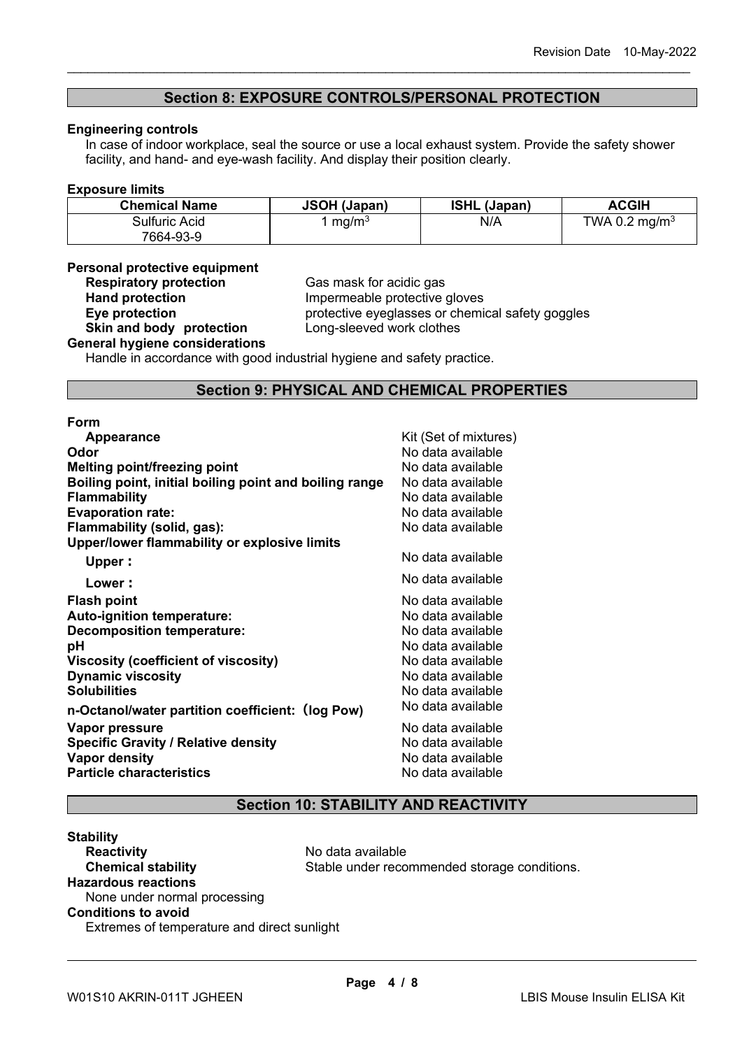## Section 8: EXPOSURE CONTROLS/PERSONAL PROTECTION

**Engineering controls**

In case of indoor workplace, seal the source or use a local exhaust system. Provide the safety shower facility, and hand- and eye-wash facility. And display their position clearly.

**Exposure limits**

| Chemical Name | JSOH (Japan) | ISHL (Japan) | ACGIH |
| --- | --- | --- | --- |
| Sulfuric Acid 7664-93-9 | 1 $mg/m^3$ | N/A | TWA 0.2 $mg/m^3$ |

**Personal protective equipment**

| | |
| --- | --- |
| **Respiratory protection** | Gas mask for acidic gas |
| **Hand protection** | Impermeable protective gloves |
| **Eye protection** | protective eyeglasses or chemical safety goggles |
| **Skin and body protection** | Long-sleeved work clothes |

**General hygiene considerations**

Handle in accordance with good industrial hygiene and safety practice.

## Section 9: PHYSICAL AND CHEMICAL PROPERTIES

**Form**

| | |
| --- | --- |
| **Appearance** | Kit (Set of mixtures) |
| **Odor** | No data available |
| **Melting point/freezing point** | No data available |
| **Boiling point, initial boiling point and boiling range** | No data available |
| **Flammability** | No data available |
| **Evaporation rate:** | No data available |
| **Flammability (solid, gas):** | No data available |
| **Upper/lower flammability or explosive limits** | |
| **Upper：** | No data available |
| **Lower：** | No data available |
| **Flash point** | No data available |
| **Auto-ignition temperature:** | No data available |
| **Decomposition temperature:** | No data available |
| **pH** | No data available |
| **Viscosity (coefficient of viscosity)** | No data available |
| **Dynamic viscosity** | No data available |
| **Solubilities** | No data available |
| **n-Octanol/water partition coefficient:（log Pow)** | No data available |
| **Vapor pressure** | No data available |
| **Specific Gravity / Relative density** | No data available |
| **Vapor density** | No data available |
| **Particle characteristics** | No data available |

## Section 10: STABILITY AND REACTIVITY

**Stability**

| | |
| --- | --- |
| **Reactivity** | No data available |
| **Chemical stability** | Stable under recommended storage conditions. |

**Hazardous reactions**

None under normal processing

**Conditions to avoid**

Extremes of temperature and direct sunlight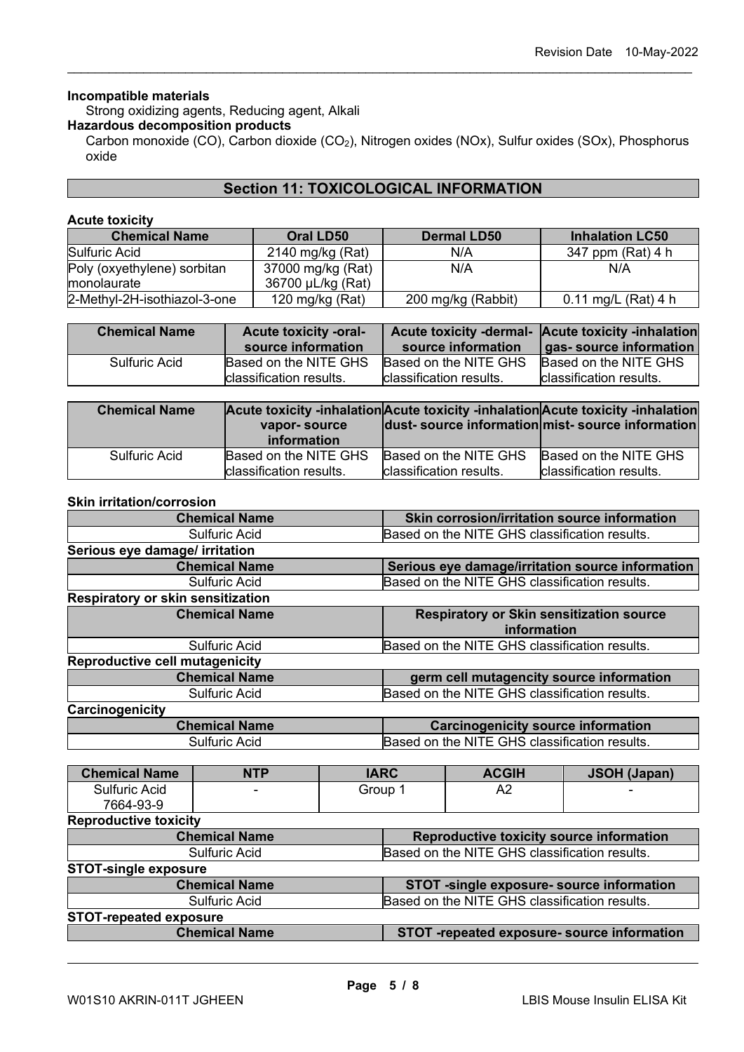**Incompatible materials**

Strong oxidizing agents, Reducing agent, Alkali

**Hazardous decomposition products**

Carbon monoxide (CO), Carbon dioxide ($CO_2$), Nitrogen oxides (NOx), Sulfur oxides (SOx), Phosphorus oxide

## Section 11: TOXICOLOGICAL INFORMATION

**Acute toxicity**

| Chemical Name | Oral LD50 | Dermal LD50 | Inhalation LC50 |
|---|---|---|---|
| Sulfuric Acid | 2140 mg/kg (Rat) | N/A | 347 ppm (Rat) 4 h |
| Poly (oxyethylene) sorbitan monolaurate | 37000 mg/kg (Rat) 36700 μL/kg (Rat) | N/A | N/A |
| 2-Methyl-2H-isothiazol-3-one | 120 mg/kg (Rat) | 200 mg/kg (Rabbit) | 0.11 mg/L (Rat) 4 h |

| Chemical Name | Acute toxicity -oral- source information | Acute toxicity -dermal- source information | Acute toxicity -inhalation gas- source information |
|---|---|---|---|
| Sulfuric Acid | Based on the NITE GHS classification results. | Based on the NITE GHS classification results. | Based on the NITE GHS classification results. |

| Chemical Name | Acute toxicity -inhalation vapor- source information | Acute toxicity -inhalation dust- source information | Acute toxicity -inhalation mist- source information |
|---|---|---|---|
| Sulfuric Acid | Based on the NITE GHS classification results. | Based on the NITE GHS classification results. | Based on the NITE GHS classification results. |

**Skin irritation/corrosion**

| Chemical Name | Skin corrosion/irritation source information |
|---|---|
| Sulfuric Acid | Based on the NITE GHS classification results. |

**Serious eye damage/ irritation**

| Chemical Name | Serious eye damage/irritation source information |
|---|---|
| Sulfuric Acid | Based on the NITE GHS classification results. |

**Respiratory or skin sensitization**

| Chemical Name | Respiratory or Skin sensitization source information |
|---|---|
| Sulfuric Acid | Based on the NITE GHS classification results. |

**Reproductive cell mutagenicity**

| Chemical Name | germ cell mutagencity source information |
|---|---|
| Sulfuric Acid | Based on the NITE GHS classification results. |

**Carcinogenicity**

| Chemical Name | Carcinogenicity source information |
|---|---|
| Sulfuric Acid | Based on the NITE GHS classification results. |

| Chemical Name | NTP | IARC | ACGIH | JSOH (Japan) |
|---|---|---|---|---|
| Sulfuric Acid 7664-93-9 | - | Group 1 | A2 | - |

**Reproductive toxicity**

| Chemical Name | Reproductive toxicity source information |
|---|---|
| Sulfuric Acid | Based on the NITE GHS classification results. |

**STOT-single exposure**

| Chemical Name | STOT -single exposure- source information |
|---|---|
| Sulfuric Acid | Based on the NITE GHS classification results. |

**STOT-repeated exposure**

| Chemical Name | STOT -repeated exposure- source information |
|---|---|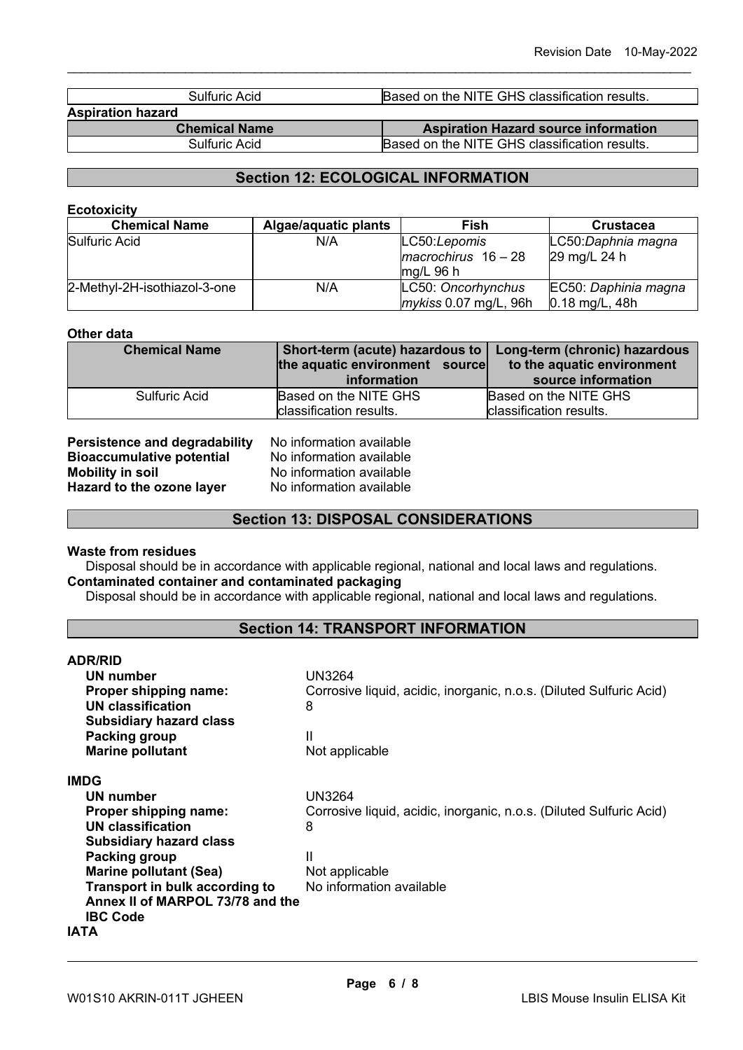| Sulfuric Acid | Based on the NITE GHS classification results. |
|---|---|

**Aspiration hazard**

| Chemical Name | Aspiration Hazard source information |
|---|---|
| Sulfuric Acid | Based on the NITE GHS classification results. |

## Section 12: ECOLOGICAL INFORMATION

**Ecotoxicity**

| Chemical Name | Algae/aquatic plants | Fish | Crustacea |
|---|---|---|---|
| Sulfuric Acid | N/A | LC50:*Lepomis macrochirus* 16 – 28 mg/L 96 h | LC50:*Daphnia magna* 29 mg/L 24 h |
| 2-Methyl-2H-isothiazol-3-one | N/A | LC50: *Oncorhynchus mykiss* 0.07 mg/L, 96h | EC50: *Daphnia magna* 0.18 mg/L, 48h |

**Other data**

| Chemical Name | Short-term (acute) hazardous to the aquatic environment source information | Long-term (chronic) hazardous to the aquatic environment source information |
|---|---|---|
| Sulfuric Acid | Based on the NITE GHS classification results. | Based on the NITE GHS classification results. |

**Persistence and degradability** No information available
**Bioaccumulative potential** No information available
**Mobility in soil** No information available
**Hazard to the ozone layer** No information available

## Section 13: DISPOSAL CONSIDERATIONS

**Waste from residues**
Disposal should be in accordance with applicable regional, national and local laws and regulations.
**Contaminated container and contaminated packaging**
Disposal should be in accordance with applicable regional, national and local laws and regulations.

## Section 14: TRANSPORT INFORMATION

**ADR/RID**

**UN number** UN3264
**Proper shipping name:** Corrosive liquid, acidic, inorganic, n.o.s. (Diluted Sulfuric Acid)
**UN classification** 8
**Subsidiary hazard class**
**Packing group** II
**Marine pollutant** Not applicable

**IMDG**

**UN number** UN3264
**Proper shipping name:** Corrosive liquid, acidic, inorganic, n.o.s. (Diluted Sulfuric Acid)
**UN classification** 8
**Subsidiary hazard class**
**Packing group** II
**Marine pollutant (Sea)** Not applicable
**Transport in bulk according to Annex II of MARPOL 73/78 and the IBC Code** No information available

**IATA**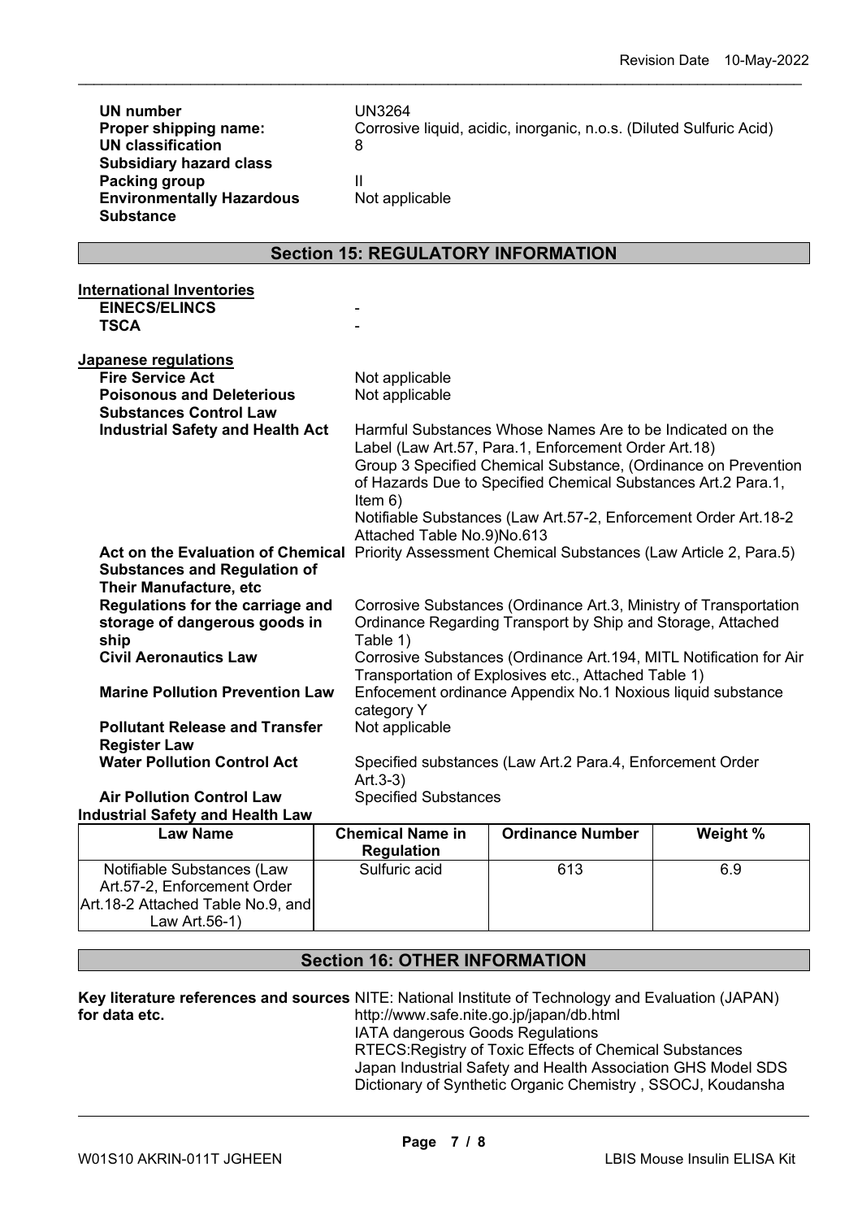| | |
|---|---|
| **UN number** | UN3264 |
| **Proper shipping name:** | Corrosive liquid, acidic, inorganic, n.o.s. (Diluted Sulfuric Acid) |
| **UN classification** | 8 |
| **Subsidiary hazard class** | |
| **Packing group** | II |
| **Environmentally Hazardous Substance** | Not applicable |

## Section 15: REGULATORY INFORMATION

**International Inventories**

| | |
|---|---|
| **EINECS/ELINCS** | - |
| **TSCA** | - |

**Japanese regulations**

| | |
|---|---|
| **Fire Service Act** | Not applicable |
| **Poisonous and Deleterious Substances Control Law** | Not applicable |
| **Industrial Safety and Health Act** | Harmful Substances Whose Names Are to be Indicated on the Label (Law Art.57, Para.1, Enforcement Order Art.18)<br>Group 3 Specified Chemical Substance, (Ordinance on Prevention of Hazards Due to Specified Chemical Substances Art.2 Para.1, Item 6)<br>Notifiable Substances (Law Art.57-2, Enforcement Order Art.18-2 Attached Table No.9)No.613 |
| **Act on the Evaluation of Chemical Substances and Regulation of Their Manufacture, etc** | Priority Assessment Chemical Substances (Law Article 2, Para.5) |
| **Regulations for the carriage and storage of dangerous goods in ship** | Corrosive Substances (Ordinance Art.3, Ministry of Transportation Ordinance Regarding Transport by Ship and Storage, Attached Table 1) |
| **Civil Aeronautics Law** | Corrosive Substances (Ordinance Art.194, MITL Notification for Air Transportation of Explosives etc., Attached Table 1) |
| **Marine Pollution Prevention Law** | Enfocement ordinance Appendix No.1 Noxious liquid substance category Y |
| **Pollutant Release and Transfer Register Law** | Not applicable |
| **Water Pollution Control Act** | Specified substances (Law Art.2 Para.4, Enforcement Order Art.3-3) |
| **Air Pollution Control Law** | Specified Substances |

**Industrial Safety and Health Law**

| Law Name | Chemical Name in Regulation | Ordinance Number | Weight % |
|---|---|---|---|
| Notifiable Substances (Law Art.57-2, Enforcement Order Art.18-2 Attached Table No.9, and Law Art.56-1) | Sulfuric acid | 613 | 6.9 |

## Section 16: OTHER INFORMATION

**Key literature references and sources for data etc.**

NITE: National Institute of Technology and Evaluation (JAPAN)
http://www.safe.nite.go.jp/japan/db.html
IATA dangerous Goods Regulations
RTECS:Registry of Toxic Effects of Chemical Substances
Japan Industrial Safety and Health Association GHS Model SDS
Dictionary of Synthetic Organic Chemistry , SSOCJ, Koudansha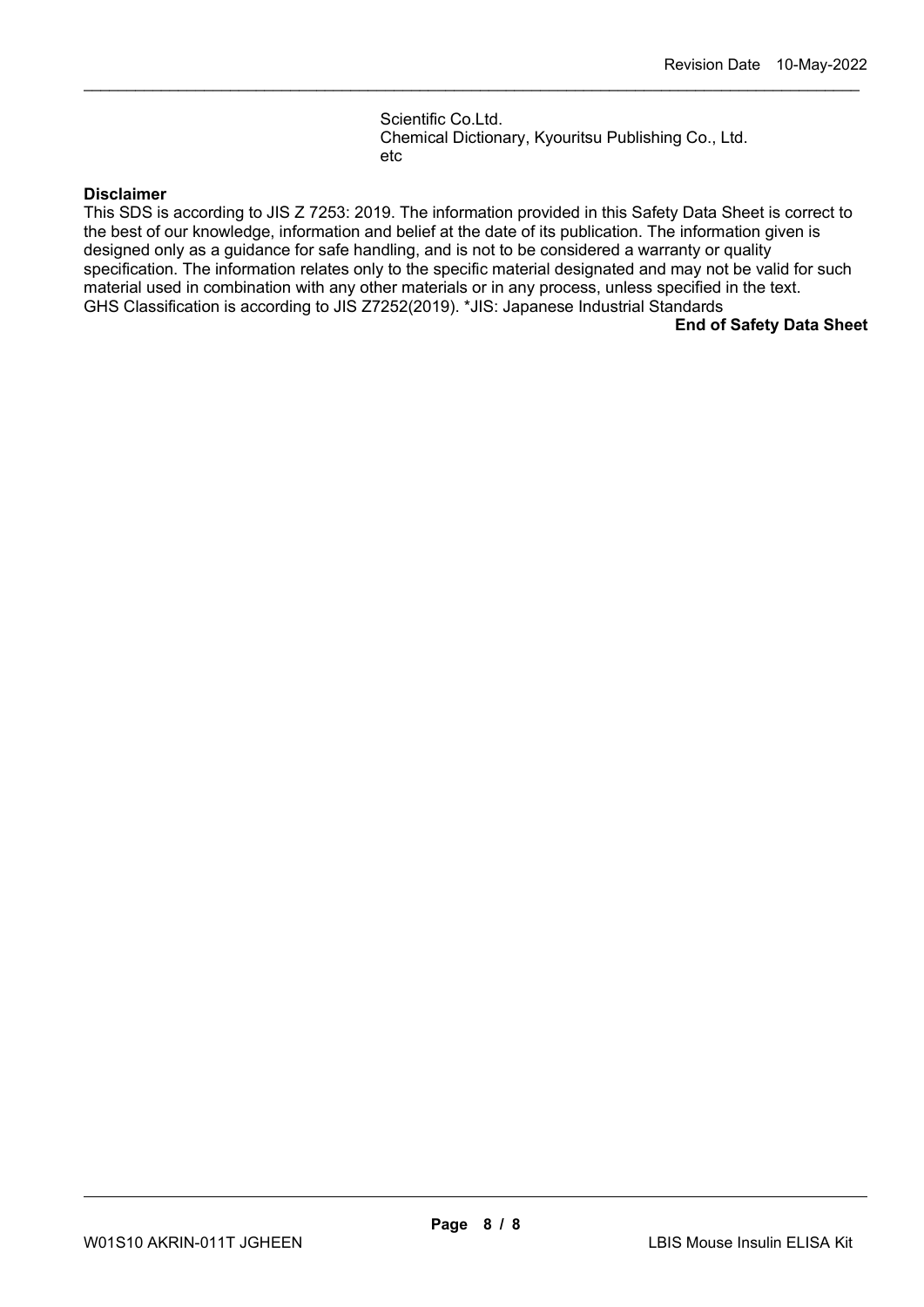Scientific Co.Ltd.
Chemical Dictionary, Kyouritsu Publishing Co., Ltd.
etc

**Disclaimer**

This SDS is according to JIS Z 7253: 2019. The information provided in this Safety Data Sheet is correct to the best of our knowledge, information and belief at the date of its publication. The information given is designed only as a guidance for safe handling, and is not to be considered a warranty or quality specification. The information relates only to the specific material designated and may not be valid for such material used in combination with any other materials or in any process, unless specified in the text.
GHS Classification is according to JIS Z7252(2019). *JIS: Japanese Industrial Standards

**End of Safety Data Sheet**